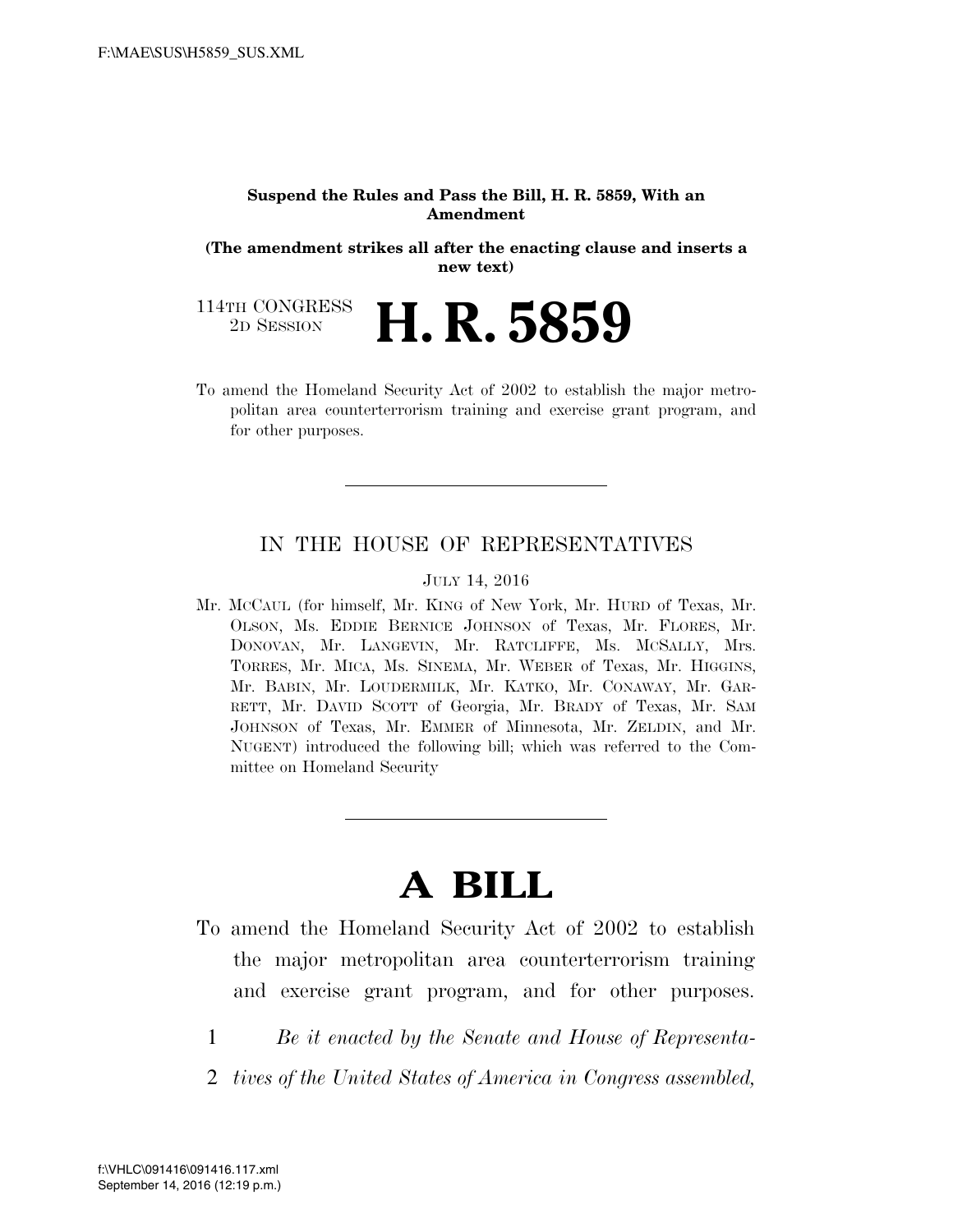**Suspend the Rules and Pass the Bill, H. R. 5859, With an Amendment**

**(The amendment strikes all after the enacting clause and inserts a new text)**

114TH CONGRESS
2D SESSION

# H. R. 5859

To amend the Homeland Security Act of 2002 to establish the major metropolitan area counterterrorism training and exercise grant program, and for other purposes.

---

IN THE HOUSE OF REPRESENTATIVES

JULY 14, 2016

Mr. MCCAUL (for himself, Mr. KING of New York, Mr. HURD of Texas, Mr. OLSON, Ms. EDDIE BERNICE JOHNSON of Texas, Mr. FLORES, Mr. DONOVAN, Mr. LANGEVIN, Mr. RATCLIFFE, Ms. MCSALLY, Mrs. TORRES, Mr. MICA, Ms. SINEMA, Mr. WEBER of Texas, Mr. HIGGINS, Mr. BABIN, Mr. LOUDERMILK, Mr. KATKO, Mr. CONAWAY, Mr. GARRETT, Mr. DAVID SCOTT of Georgia, Mr. BRADY of Texas, Mr. SAM JOHNSON of Texas, Mr. EMMER of Minnesota, Mr. ZELDIN, and Mr. NUGENT) introduced the following bill; which was referred to the Committee on Homeland Security

---

# A BILL

To amend the Homeland Security Act of 2002 to establish the major metropolitan area counterterrorism training and exercise grant program, and for other purposes.

1 *Be it enacted by the Senate and House of Representa-*
2 *tives of the United States of America in Congress assembled,*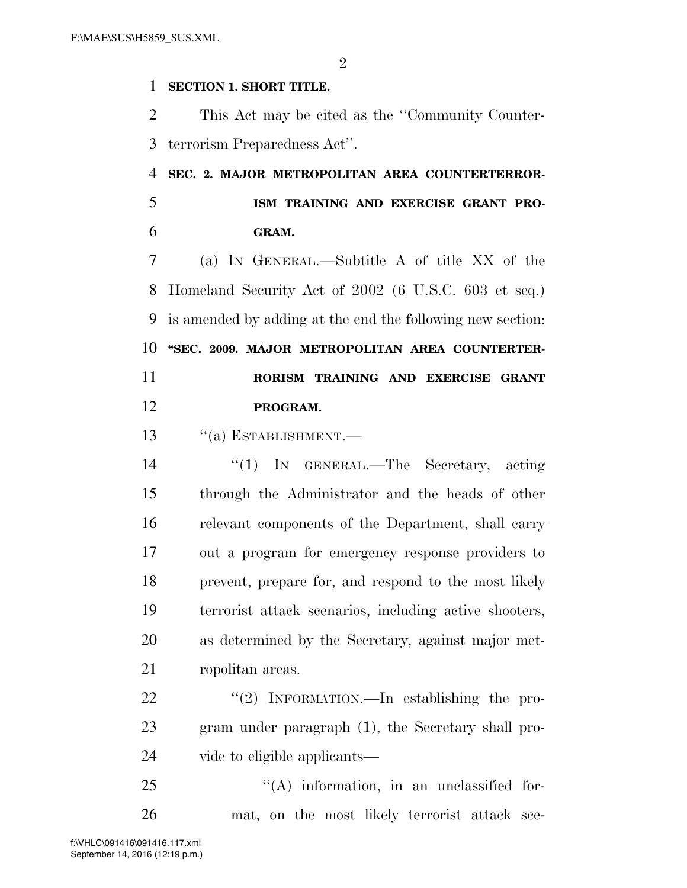**SECTION 1. SHORT TITLE.**

This Act may be cited as the ''Community Counterterrorism Preparedness Act''.

**SEC. 2. MAJOR METROPOLITAN AREA COUNTERTERRORISM TRAINING AND EXERCISE GRANT PROGRAM.**

(a) IN GENERAL.—Subtitle A of title XX of the Homeland Security Act of 2002 (6 U.S.C. 603 et seq.) is amended by adding at the end the following new section:

**''SEC. 2009. MAJOR METROPOLITAN AREA COUNTERTERRORISM TRAINING AND EXERCISE GRANT PROGRAM.**

''(a) ESTABLISHMENT.—

''(1) IN GENERAL.—The Secretary, acting through the Administrator and the heads of other relevant components of the Department, shall carry out a program for emergency response providers to prevent, prepare for, and respond to the most likely terrorist attack scenarios, including active shooters, as determined by the Secretary, against major metropolitan areas.

''(2) INFORMATION.—In establishing the program under paragraph (1), the Secretary shall provide to eligible applicants—

''(A) information, in an unclassified format, on the most likely terrorist attack sce-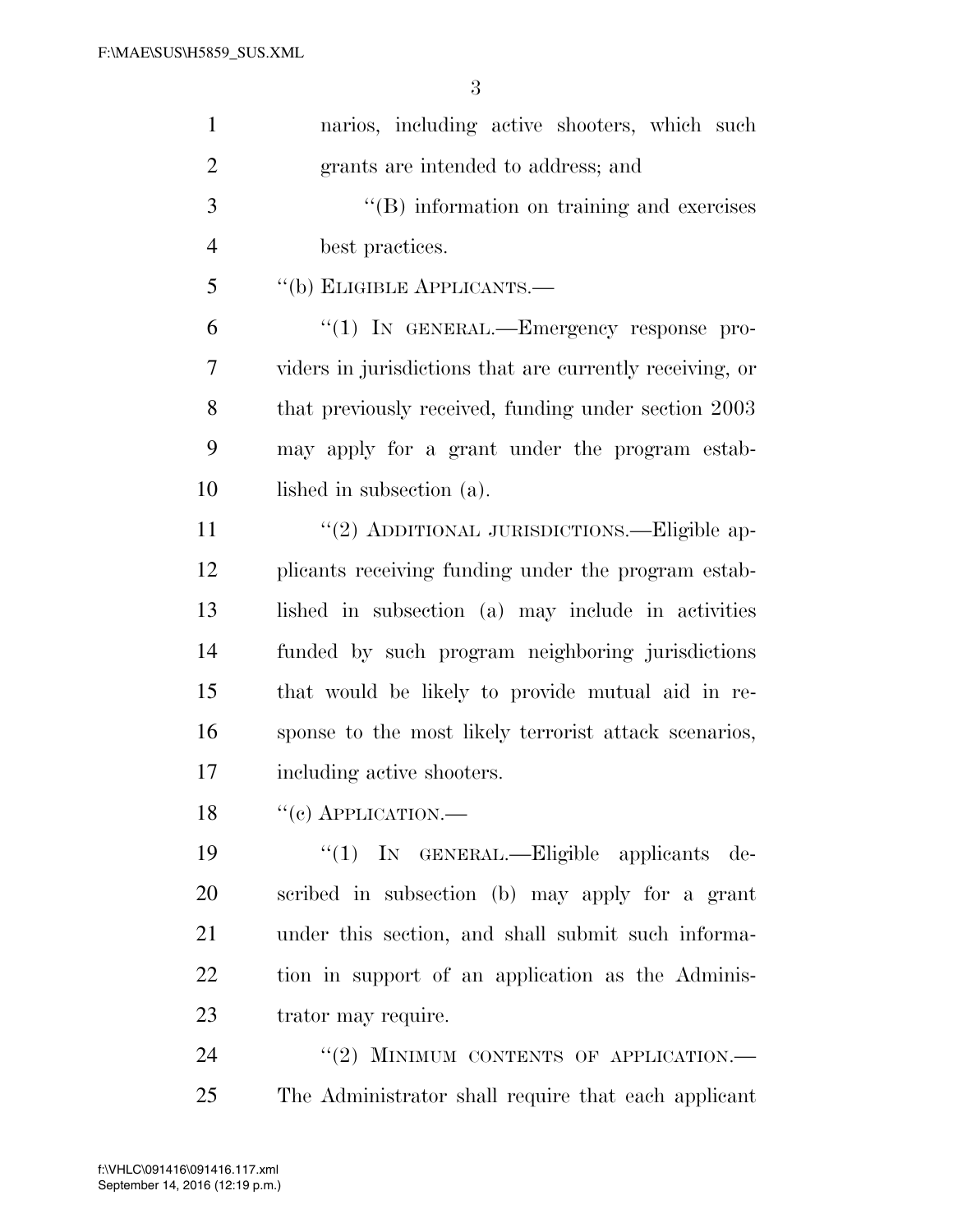narios, including active shooters, which such grants are intended to address; and

"(B) information on training and exercises best practices.

"(b) ELIGIBLE APPLICANTS.—

"(1) IN GENERAL.—Emergency response providers in jurisdictions that are currently receiving, or that previously received, funding under section 2003 may apply for a grant under the program established in subsection (a).

"(2) ADDITIONAL JURISDICTIONS.—Eligible applicants receiving funding under the program established in subsection (a) may include in activities funded by such program neighboring jurisdictions that would be likely to provide mutual aid in response to the most likely terrorist attack scenarios, including active shooters.

"(c) APPLICATION.—

"(1) IN GENERAL.—Eligible applicants described in subsection (b) may apply for a grant under this section, and shall submit such information in support of an application as the Administrator may require.

"(2) MINIMUM CONTENTS OF APPLICATION.— The Administrator shall require that each applicant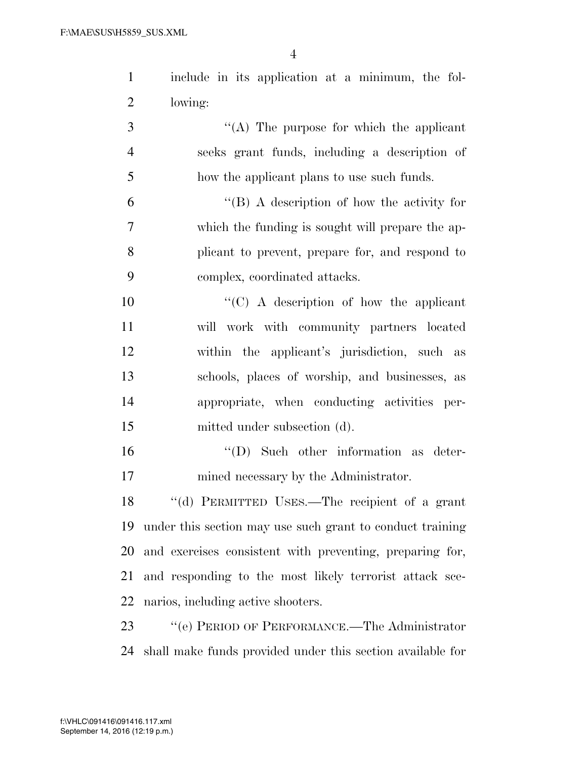include in its application at a minimum, the following:

"(A) The purpose for which the applicant seeks grant funds, including a description of how the applicant plans to use such funds.

"(B) A description of how the activity for which the funding is sought will prepare the applicant to prevent, prepare for, and respond to complex, coordinated attacks.

"(C) A description of how the applicant will work with community partners located within the applicant's jurisdiction, such as schools, places of worship, and businesses, as appropriate, when conducting activities permitted under subsection (d).

"(D) Such other information as determined necessary by the Administrator.

"(d) PERMITTED USES.—The recipient of a grant under this section may use such grant to conduct training and exercises consistent with preventing, preparing for, and responding to the most likely terrorist attack scenarios, including active shooters.

"(e) PERIOD OF PERFORMANCE.—The Administrator shall make funds provided under this section available for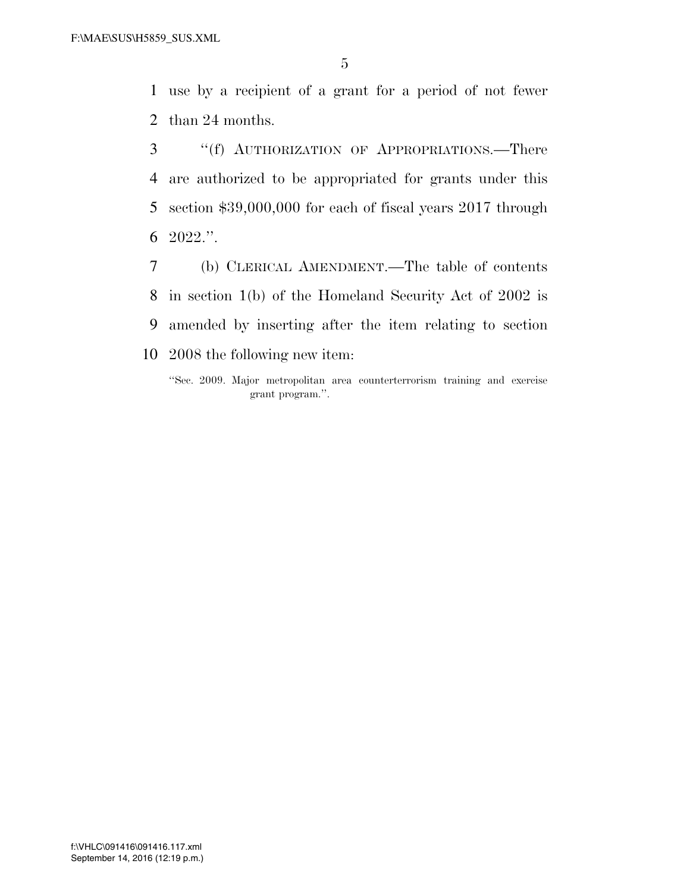use by a recipient of a grant for a period of not fewer than 24 months.

"(f) AUTHORIZATION OF APPROPRIATIONS.—There are authorized to be appropriated for grants under this section $39,000,000 for each of fiscal years 2017 through 2022.".

(b) CLERICAL AMENDMENT.—The table of contents in section 1(b) of the Homeland Security Act of 2002 is amended by inserting after the item relating to section 2008 the following new item:

"Sec. 2009. Major metropolitan area counterterrorism training and exercise grant program.".